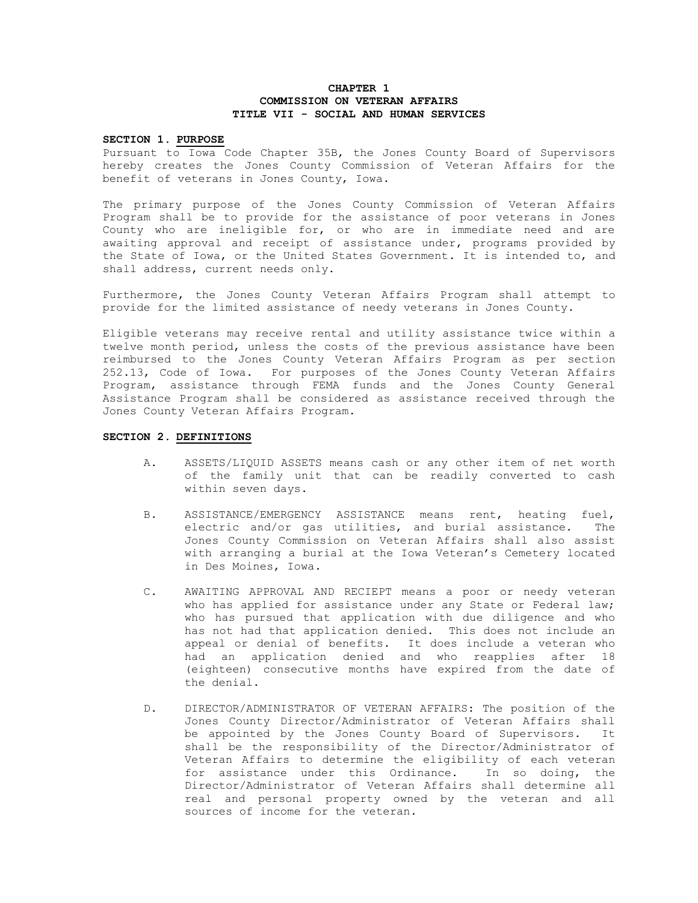**CHAPTER 1**
**COMMISSION ON VETERAN AFFAIRS**
**TITLE VII - SOCIAL AND HUMAN SERVICES**

**SECTION 1. PURPOSE**

Pursuant to Iowa Code Chapter 35B, the Jones County Board of Supervisors hereby creates the Jones County Commission of Veteran Affairs for the benefit of veterans in Jones County, Iowa.

The primary purpose of the Jones County Commission of Veteran Affairs Program shall be to provide for the assistance of poor veterans in Jones County who are ineligible for, or who are in immediate need and are awaiting approval and receipt of assistance under, programs provided by the State of Iowa, or the United States Government. It is intended to, and shall address, current needs only.

Furthermore, the Jones County Veteran Affairs Program shall attempt to provide for the limited assistance of needy veterans in Jones County.

Eligible veterans may receive rental and utility assistance twice within a twelve month period, unless the costs of the previous assistance have been reimbursed to the Jones County Veteran Affairs Program as per section 252.13, Code of Iowa. For purposes of the Jones County Veteran Affairs Program, assistance through FEMA funds and the Jones County General Assistance Program shall be considered as assistance received through the Jones County Veteran Affairs Program.

**SECTION 2. DEFINITIONS**

A. ASSETS/LIQUID ASSETS means cash or any other item of net worth of the family unit that can be readily converted to cash within seven days.

B. ASSISTANCE/EMERGENCY ASSISTANCE means rent, heating fuel, electric and/or gas utilities, and burial assistance. The Jones County Commission on Veteran Affairs shall also assist with arranging a burial at the Iowa Veteran's Cemetery located in Des Moines, Iowa.

C. AWAITING APPROVAL AND RECIEPT means a poor or needy veteran who has applied for assistance under any State or Federal law; who has pursued that application with due diligence and who has not had that application denied. This does not include an appeal or denial of benefits. It does include a veteran who had an application denied and who reapplies after 18 (eighteen) consecutive months have expired from the date of the denial.

D. DIRECTOR/ADMINISTRATOR OF VETERAN AFFAIRS: The position of the Jones County Director/Administrator of Veteran Affairs shall be appointed by the Jones County Board of Supervisors. It shall be the responsibility of the Director/Administrator of Veteran Affairs to determine the eligibility of each veteran for assistance under this Ordinance. In so doing, the Director/Administrator of Veteran Affairs shall determine all real and personal property owned by the veteran and all sources of income for the veteran.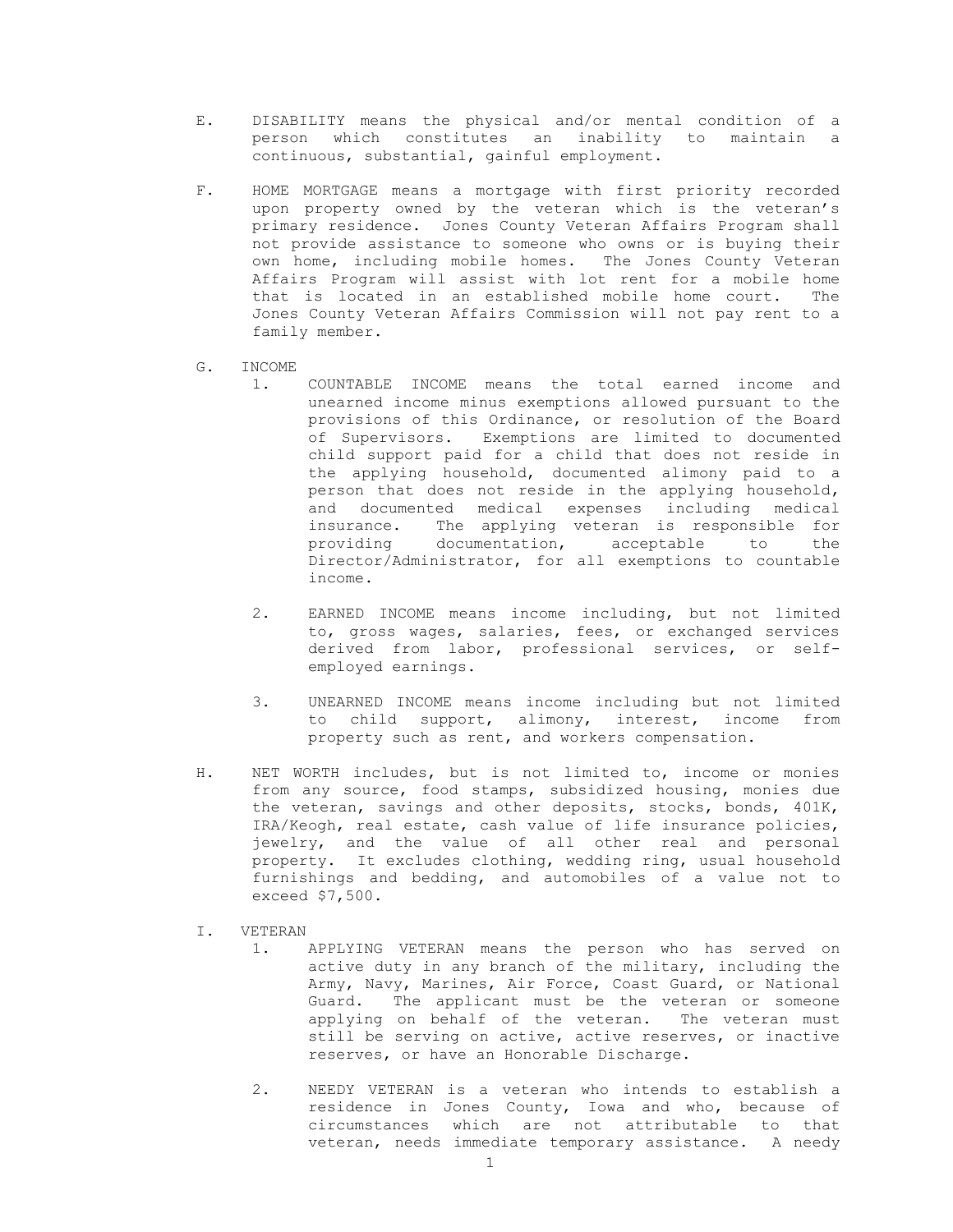E. DISABILITY means the physical and/or mental condition of a person which constitutes an inability to maintain a continuous, substantial, gainful employment.

F. HOME MORTGAGE means a mortgage with first priority recorded upon property owned by the veteran which is the veteran's primary residence. Jones County Veteran Affairs Program shall not provide assistance to someone who owns or is buying their own home, including mobile homes. The Jones County Veteran Affairs Program will assist with lot rent for a mobile home that is located in an established mobile home court. The Jones County Veteran Affairs Commission will not pay rent to a family member.

G. INCOME

1. COUNTABLE INCOME means the total earned income and unearned income minus exemptions allowed pursuant to the provisions of this Ordinance, or resolution of the Board of Supervisors. Exemptions are limited to documented child support paid for a child that does not reside in the applying household, documented alimony paid to a person that does not reside in the applying household, and documented medical expenses including medical insurance. The applying veteran is responsible for providing documentation, acceptable to the Director/Administrator, for all exemptions to countable income.

2. EARNED INCOME means income including, but not limited to, gross wages, salaries, fees, or exchanged services derived from labor, professional services, or self-employed earnings.

3. UNEARNED INCOME means income including but not limited to child support, alimony, interest, income from property such as rent, and workers compensation.

H. NET WORTH includes, but is not limited to, income or monies from any source, food stamps, subsidized housing, monies due the veteran, savings and other deposits, stocks, bonds, 401K, IRA/Keogh, real estate, cash value of life insurance policies, jewelry, and the value of all other real and personal property. It excludes clothing, wedding ring, usual household furnishings and bedding, and automobiles of a value not to exceed $7,500.

I. VETERAN

1. APPLYING VETERAN means the person who has served on active duty in any branch of the military, including the Army, Navy, Marines, Air Force, Coast Guard, or National Guard. The applicant must be the veteran or someone applying on behalf of the veteran. The veteran must still be serving on active, active reserves, or inactive reserves, or have an Honorable Discharge.

2. NEEDY VETERAN is a veteran who intends to establish a residence in Jones County, Iowa and who, because of circumstances which are not attributable to that veteran, needs immediate temporary assistance. A needy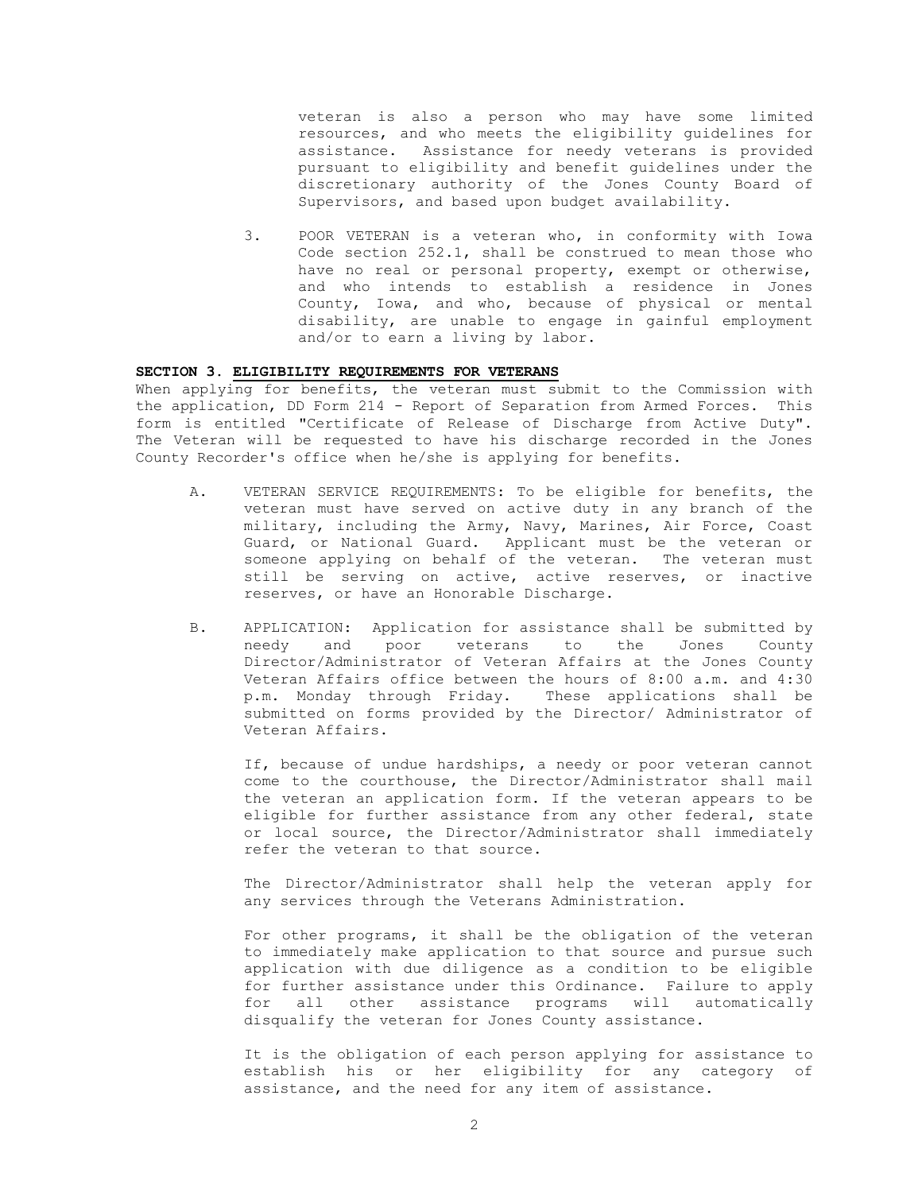veteran is also a person who may have some limited resources, and who meets the eligibility guidelines for assistance. Assistance for needy veterans is provided pursuant to eligibility and benefit guidelines under the discretionary authority of the Jones County Board of Supervisors, and based upon budget availability.

3. POOR VETERAN is a veteran who, in conformity with Iowa Code section 252.1, shall be construed to mean those who have no real or personal property, exempt or otherwise, and who intends to establish a residence in Jones County, Iowa, and who, because of physical or mental disability, are unable to engage in gainful employment and/or to earn a living by labor.

**SECTION 3. ELIGIBILITY REQUIREMENTS FOR VETERANS**

When applying for benefits, the veteran must submit to the Commission with the application, DD Form 214 - Report of Separation from Armed Forces. This form is entitled "Certificate of Release of Discharge from Active Duty". The Veteran will be requested to have his discharge recorded in the Jones County Recorder's office when he/she is applying for benefits.

A. VETERAN SERVICE REQUIREMENTS: To be eligible for benefits, the veteran must have served on active duty in any branch of the military, including the Army, Navy, Marines, Air Force, Coast Guard, or National Guard. Applicant must be the veteran or someone applying on behalf of the veteran. The veteran must still be serving on active, active reserves, or inactive reserves, or have an Honorable Discharge.

B. APPLICATION: Application for assistance shall be submitted by needy and poor veterans to the Jones County Director/Administrator of Veteran Affairs at the Jones County Veteran Affairs office between the hours of 8:00 a.m. and 4:30 p.m. Monday through Friday. These applications shall be submitted on forms provided by the Director/ Administrator of Veteran Affairs.

If, because of undue hardships, a needy or poor veteran cannot come to the courthouse, the Director/Administrator shall mail the veteran an application form. If the veteran appears to be eligible for further assistance from any other federal, state or local source, the Director/Administrator shall immediately refer the veteran to that source.

The Director/Administrator shall help the veteran apply for any services through the Veterans Administration.

For other programs, it shall be the obligation of the veteran to immediately make application to that source and pursue such application with due diligence as a condition to be eligible for further assistance under this Ordinance. Failure to apply for all other assistance programs will automatically disqualify the veteran for Jones County assistance.

It is the obligation of each person applying for assistance to establish his or her eligibility for any category of assistance, and the need for any item of assistance.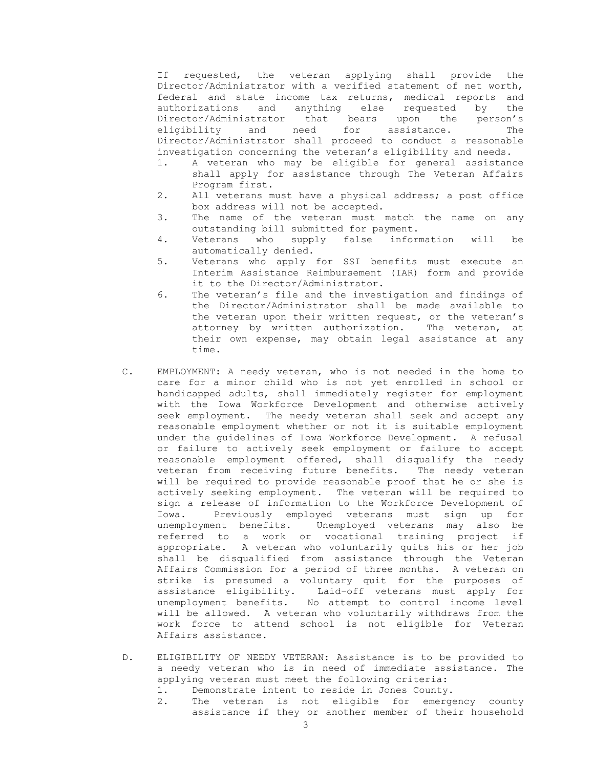If requested, the veteran applying shall provide the Director/Administrator with a verified statement of net worth, federal and state income tax returns, medical reports and authorizations and anything else requested by the Director/Administrator that bears upon the person's eligibility and need for assistance. The Director/Administrator shall proceed to conduct a reasonable investigation concerning the veteran's eligibility and needs.

1. A veteran who may be eligible for general assistance shall apply for assistance through The Veteran Affairs Program first.
2. All veterans must have a physical address; a post office box address will not be accepted.
3. The name of the veteran must match the name on any outstanding bill submitted for payment.
4. Veterans who supply false information will be automatically denied.
5. Veterans who apply for SSI benefits must execute an Interim Assistance Reimbursement (IAR) form and provide it to the Director/Administrator.
6. The veteran's file and the investigation and findings of the Director/Administrator shall be made available to the veteran upon their written request, or the veteran's attorney by written authorization. The veteran, at their own expense, may obtain legal assistance at any time.

C. EMPLOYMENT: A needy veteran, who is not needed in the home to care for a minor child who is not yet enrolled in school or handicapped adults, shall immediately register for employment with the Iowa Workforce Development and otherwise actively seek employment. The needy veteran shall seek and accept any reasonable employment whether or not it is suitable employment under the guidelines of Iowa Workforce Development. A refusal or failure to actively seek employment or failure to accept reasonable employment offered, shall disqualify the needy veteran from receiving future benefits. The needy veteran will be required to provide reasonable proof that he or she is actively seeking employment. The veteran will be required to sign a release of information to the Workforce Development of Iowa. Previously employed veterans must sign up for unemployment benefits. Unemployed veterans may also be referred to a work or vocational training project if appropriate. A veteran who voluntarily quits his or her job shall be disqualified from assistance through the Veteran Affairs Commission for a period of three months. A veteran on strike is presumed a voluntary quit for the purposes of assistance eligibility. Laid-off veterans must apply for unemployment benefits. No attempt to control income level will be allowed. A veteran who voluntarily withdraws from the work force to attend school is not eligible for Veteran Affairs assistance.

D. ELIGIBILITY OF NEEDY VETERAN: Assistance is to be provided to a needy veteran who is in need of immediate assistance. The applying veteran must meet the following criteria:

1. Demonstrate intent to reside in Jones County.
2. The veteran is not eligible for emergency county assistance if they or another member of their household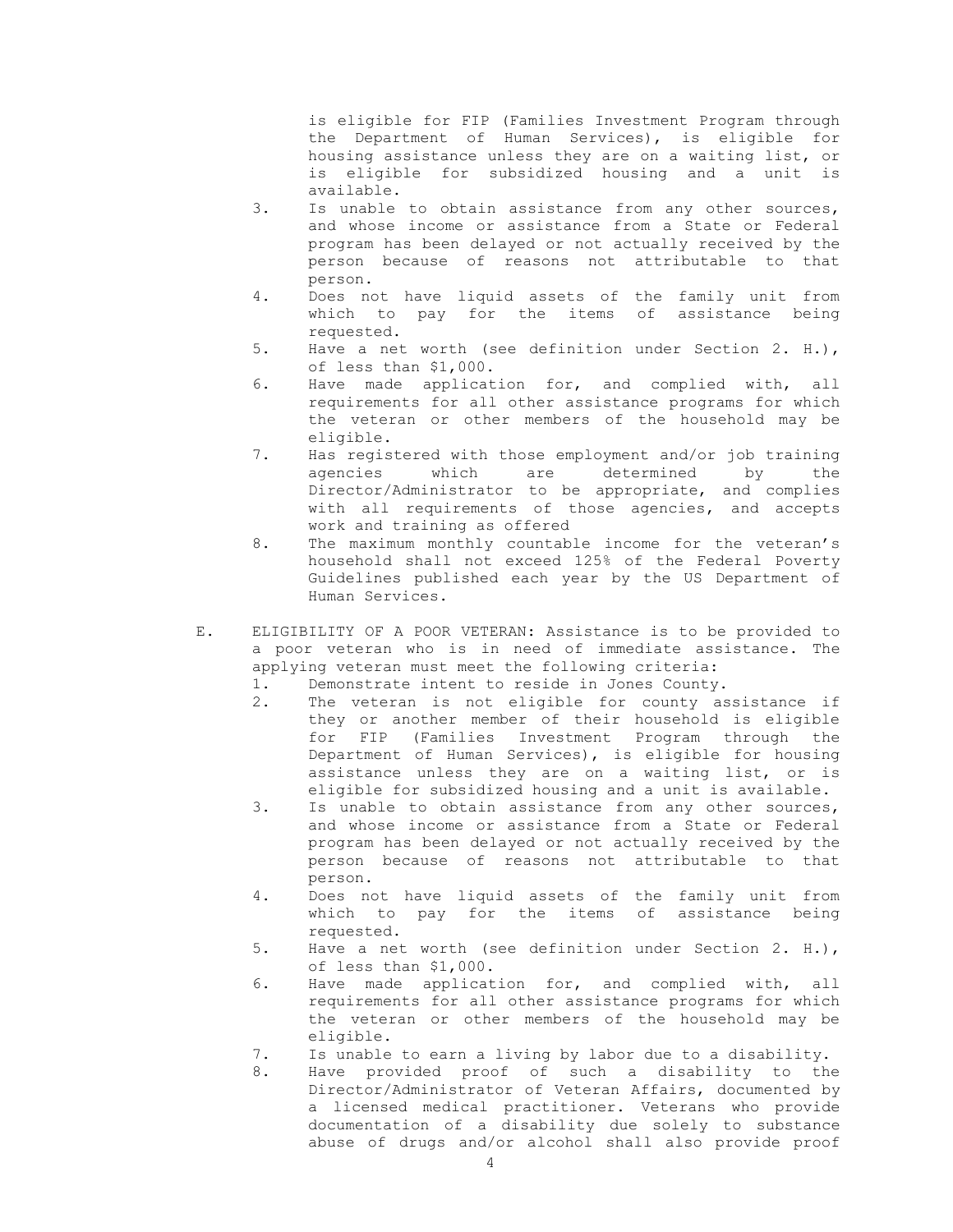is eligible for FIP (Families Investment Program through the Department of Human Services), is eligible for housing assistance unless they are on a waiting list, or is eligible for subsidized housing and a unit is available.

3. Is unable to obtain assistance from any other sources, and whose income or assistance from a State or Federal program has been delayed or not actually received by the person because of reasons not attributable to that person.
4. Does not have liquid assets of the family unit from which to pay for the items of assistance being requested.
5. Have a net worth (see definition under Section 2. H.), of less than $1,000.
6. Have made application for, and complied with, all requirements for all other assistance programs for which the veteran or other members of the household may be eligible.
7. Has registered with those employment and/or job training agencies which are determined by the Director/Administrator to be appropriate, and complies with all requirements of those agencies, and accepts work and training as offered
8. The maximum monthly countable income for the veteran's household shall not exceed 125% of the Federal Poverty Guidelines published each year by the US Department of Human Services.

E. ELIGIBILITY OF A POOR VETERAN: Assistance is to be provided to a poor veteran who is in need of immediate assistance. The applying veteran must meet the following criteria:

1. Demonstrate intent to reside in Jones County.
2. The veteran is not eligible for county assistance if they or another member of their household is eligible for FIP (Families Investment Program through the Department of Human Services), is eligible for housing assistance unless they are on a waiting list, or is eligible for subsidized housing and a unit is available.
3. Is unable to obtain assistance from any other sources, and whose income or assistance from a State or Federal program has been delayed or not actually received by the person because of reasons not attributable to that person.
4. Does not have liquid assets of the family unit from which to pay for the items of assistance being requested.
5. Have a net worth (see definition under Section 2. H.), of less than $1,000.
6. Have made application for, and complied with, all requirements for all other assistance programs for which the veteran or other members of the household may be eligible.
7. Is unable to earn a living by labor due to a disability.
8. Have provided proof of such a disability to the Director/Administrator of Veteran Affairs, documented by a licensed medical practitioner. Veterans who provide documentation of a disability due solely to substance abuse of drugs and/or alcohol shall also provide proof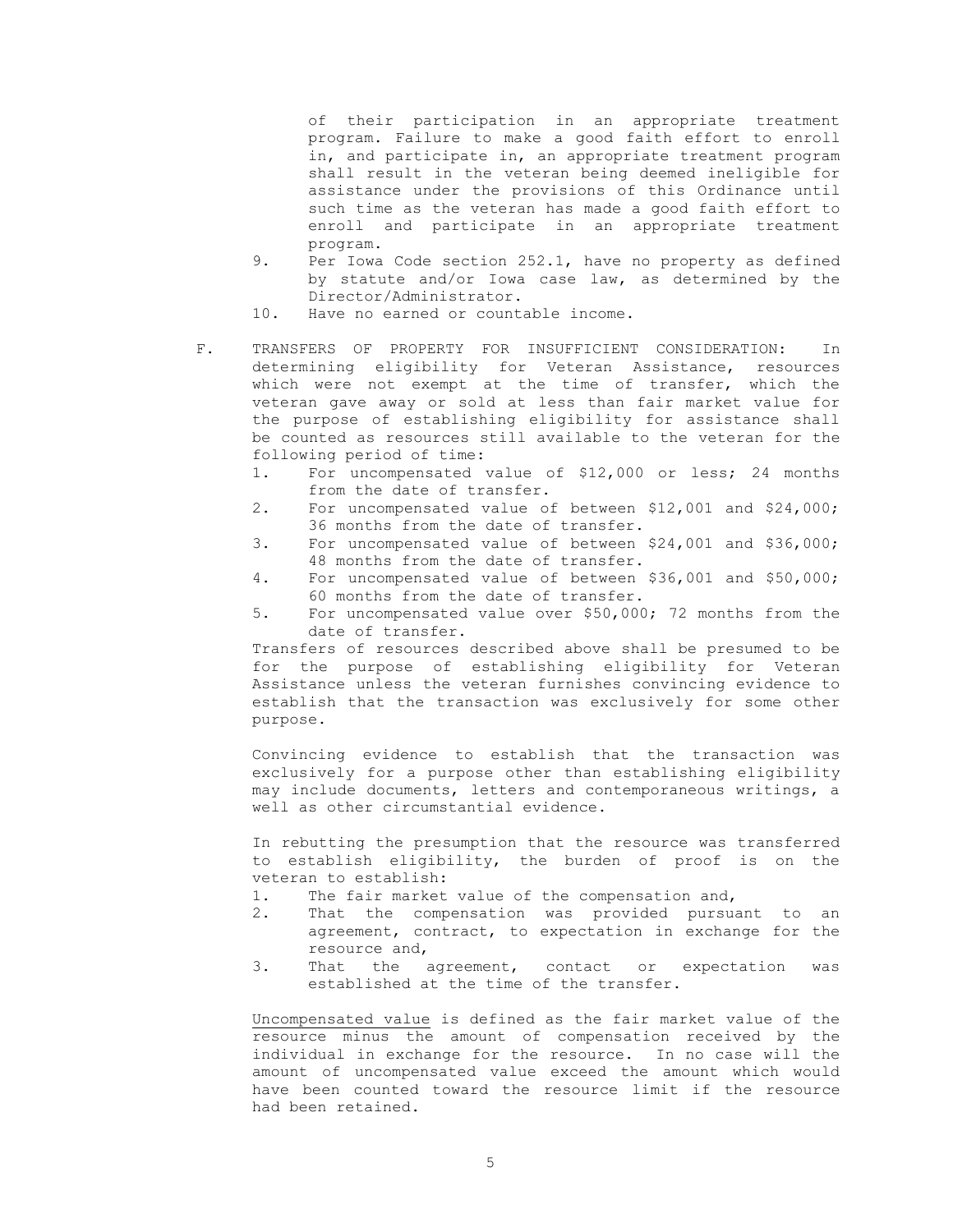of their participation in an appropriate treatment program. Failure to make a good faith effort to enroll in, and participate in, an appropriate treatment program shall result in the veteran being deemed ineligible for assistance under the provisions of this Ordinance until such time as the veteran has made a good faith effort to enroll and participate in an appropriate treatment program.

9. Per Iowa Code section 252.1, have no property as defined by statute and/or Iowa case law, as determined by the Director/Administrator.
10. Have no earned or countable income.

F. TRANSFERS OF PROPERTY FOR INSUFFICIENT CONSIDERATION: In determining eligibility for Veteran Assistance, resources which were not exempt at the time of transfer, which the veteran gave away or sold at less than fair market value for the purpose of establishing eligibility for assistance shall be counted as resources still available to the veteran for the following period of time:

1. For uncompensated value of $12,000 or less; 24 months from the date of transfer.
2. For uncompensated value of between $12,001 and $24,000; 36 months from the date of transfer.
3. For uncompensated value of between $24,001 and $36,000; 48 months from the date of transfer.
4. For uncompensated value of between $36,001 and $50,000; 60 months from the date of transfer.
5. For uncompensated value over $50,000; 72 months from the date of transfer.

Transfers of resources described above shall be presumed to be for the purpose of establishing eligibility for Veteran Assistance unless the veteran furnishes convincing evidence to establish that the transaction was exclusively for some other purpose.

Convincing evidence to establish that the transaction was exclusively for a purpose other than establishing eligibility may include documents, letters and contemporaneous writings, a well as other circumstantial evidence.

In rebutting the presumption that the resource was transferred to establish eligibility, the burden of proof is on the veteran to establish:

1. The fair market value of the compensation and,
2. That the compensation was provided pursuant to an agreement, contract, to expectation in exchange for the resource and,
3. That the agreement, contact or expectation was established at the time of the transfer.

Uncompensated value is defined as the fair market value of the resource minus the amount of compensation received by the individual in exchange for the resource. In no case will the amount of uncompensated value exceed the amount which would have been counted toward the resource limit if the resource had been retained.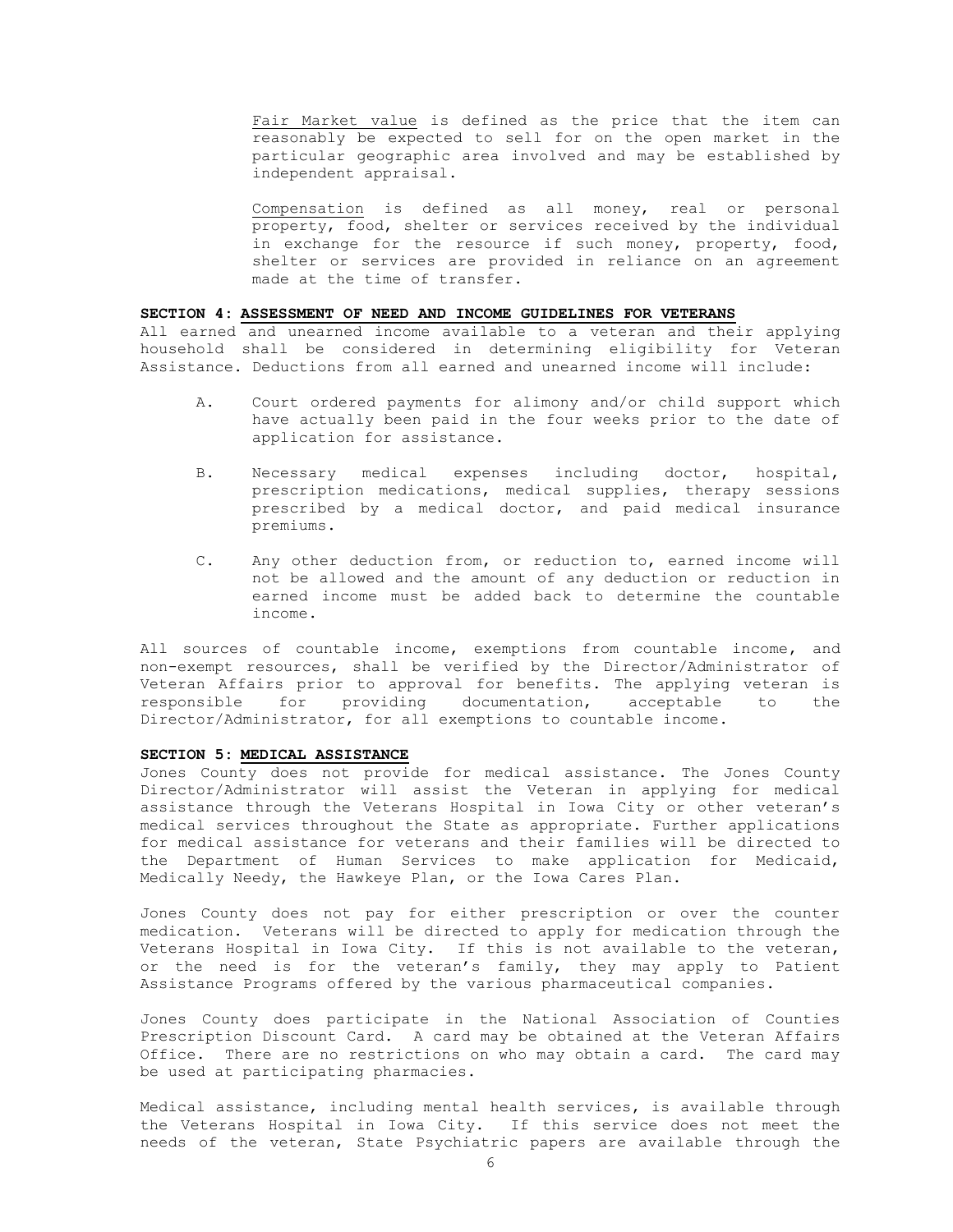Fair Market value is defined as the price that the item can reasonably be expected to sell for on the open market in the particular geographic area involved and may be established by independent appraisal.

Compensation is defined as all money, real or personal property, food, shelter or services received by the individual in exchange for the resource if such money, property, food, shelter or services are provided in reliance on an agreement made at the time of transfer.

**SECTION 4: ASSESSMENT OF NEED AND INCOME GUIDELINES FOR VETERANS**

All earned and unearned income available to a veteran and their applying household shall be considered in determining eligibility for Veteran Assistance. Deductions from all earned and unearned income will include:

A. Court ordered payments for alimony and/or child support which have actually been paid in the four weeks prior to the date of application for assistance.

B. Necessary medical expenses including doctor, hospital, prescription medications, medical supplies, therapy sessions prescribed by a medical doctor, and paid medical insurance premiums.

C. Any other deduction from, or reduction to, earned income will not be allowed and the amount of any deduction or reduction in earned income must be added back to determine the countable income.

All sources of countable income, exemptions from countable income, and non-exempt resources, shall be verified by the Director/Administrator of Veteran Affairs prior to approval for benefits. The applying veteran is responsible for providing documentation, acceptable to the Director/Administrator, for all exemptions to countable income.

**SECTION 5: MEDICAL ASSISTANCE**

Jones County does not provide for medical assistance. The Jones County Director/Administrator will assist the Veteran in applying for medical assistance through the Veterans Hospital in Iowa City or other veteran's medical services throughout the State as appropriate. Further applications for medical assistance for veterans and their families will be directed to the Department of Human Services to make application for Medicaid, Medically Needy, the Hawkeye Plan, or the Iowa Cares Plan.

Jones County does not pay for either prescription or over the counter medication. Veterans will be directed to apply for medication through the Veterans Hospital in Iowa City. If this is not available to the veteran, or the need is for the veteran's family, they may apply to Patient Assistance Programs offered by the various pharmaceutical companies.

Jones County does participate in the National Association of Counties Prescription Discount Card. A card may be obtained at the Veteran Affairs Office. There are no restrictions on who may obtain a card. The card may be used at participating pharmacies.

Medical assistance, including mental health services, is available through the Veterans Hospital in Iowa City. If this service does not meet the needs of the veteran, State Psychiatric papers are available through the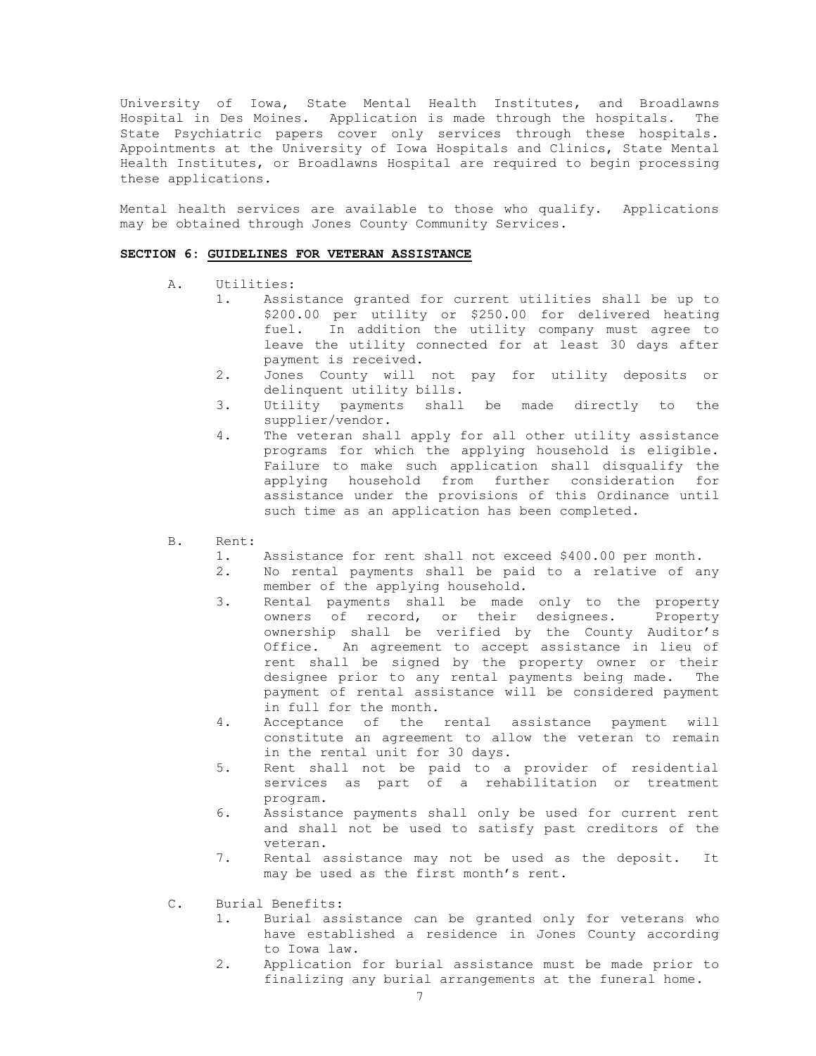University of Iowa, State Mental Health Institutes, and Broadlawns Hospital in Des Moines. Application is made through the hospitals. The State Psychiatric papers cover only services through these hospitals. Appointments at the University of Iowa Hospitals and Clinics, State Mental Health Institutes, or Broadlawns Hospital are required to begin processing these applications.

Mental health services are available to those who qualify. Applications may be obtained through Jones County Community Services.

## SECTION 6: GUIDELINES FOR VETERAN ASSISTANCE

A. Utilities:
   1. Assistance granted for current utilities shall be up to $200.00 per utility or $250.00 for delivered heating fuel. In addition the utility company must agree to leave the utility connected for at least 30 days after payment is received.
   2. Jones County will not pay for utility deposits or delinquent utility bills.
   3. Utility payments shall be made directly to the supplier/vendor.
   4. The veteran shall apply for all other utility assistance programs for which the applying household is eligible. Failure to make such application shall disqualify the applying household from further consideration for assistance under the provisions of this Ordinance until such time as an application has been completed.

B. Rent:
   1. Assistance for rent shall not exceed $400.00 per month.
   2. No rental payments shall be paid to a relative of any member of the applying household.
   3. Rental payments shall be made only to the property owners of record, or their designees. Property ownership shall be verified by the County Auditor's Office. An agreement to accept assistance in lieu of rent shall be signed by the property owner or their designee prior to any rental payments being made. The payment of rental assistance will be considered payment in full for the month.
   4. Acceptance of the rental assistance payment will constitute an agreement to allow the veteran to remain in the rental unit for 30 days.
   5. Rent shall not be paid to a provider of residential services as part of a rehabilitation or treatment program.
   6. Assistance payments shall only be used for current rent and shall not be used to satisfy past creditors of the veteran.
   7. Rental assistance may not be used as the deposit. It may be used as the first month's rent.

C. Burial Benefits:
   1. Burial assistance can be granted only for veterans who have established a residence in Jones County according to Iowa law.
   2. Application for burial assistance must be made prior to finalizing any burial arrangements at the funeral home.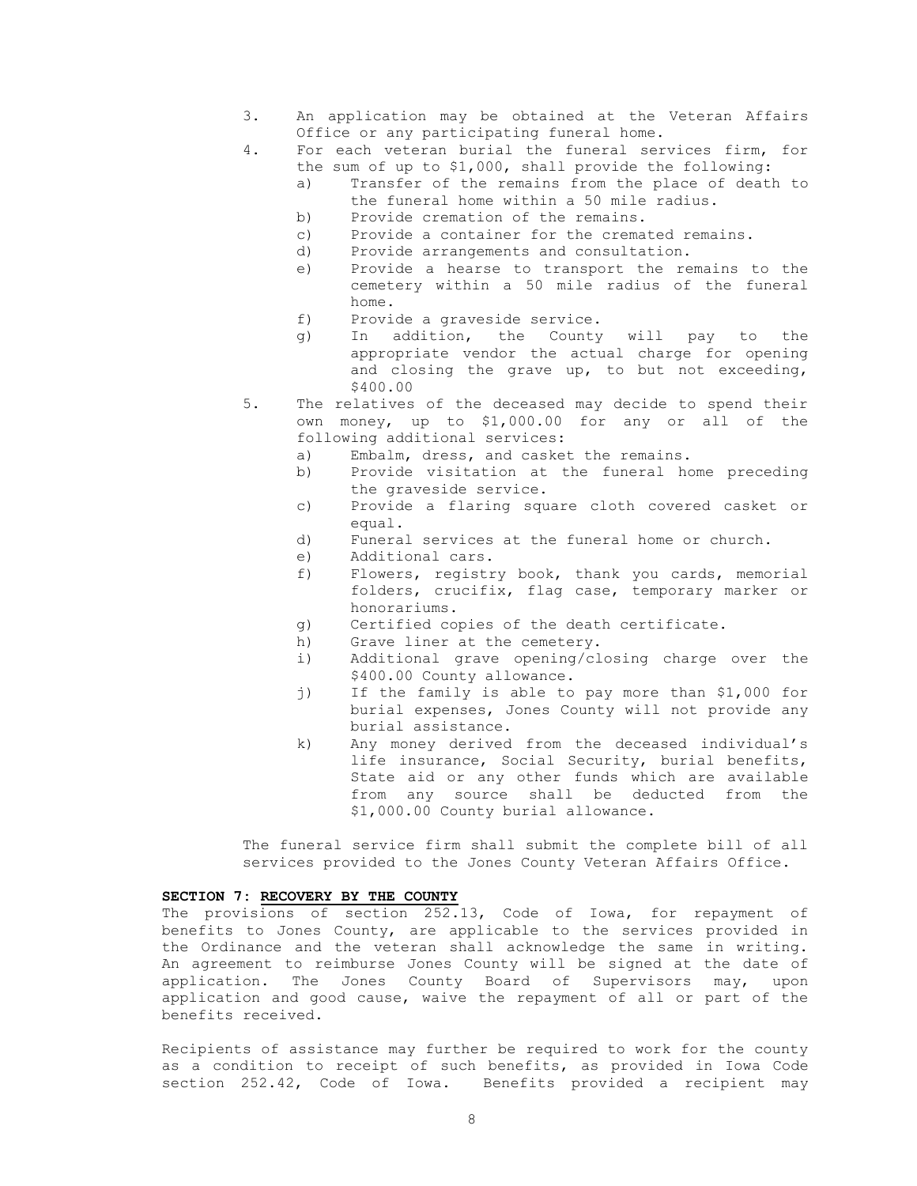3. An application may be obtained at the Veteran Affairs Office or any participating funeral home.
4. For each veteran burial the funeral services firm, for the sum of up to $1,000, shall provide the following:
   a) Transfer of the remains from the place of death to the funeral home within a 50 mile radius.
   b) Provide cremation of the remains.
   c) Provide a container for the cremated remains.
   d) Provide arrangements and consultation.
   e) Provide a hearse to transport the remains to the cemetery within a 50 mile radius of the funeral home.
   f) Provide a graveside service.
   g) In addition, the County will pay to the appropriate vendor the actual charge for opening and closing the grave up, to but not exceeding, $400.00
5. The relatives of the deceased may decide to spend their own money, up to $1,000.00 for any or all of the following additional services:
   a) Embalm, dress, and casket the remains.
   b) Provide visitation at the funeral home preceding the graveside service.
   c) Provide a flaring square cloth covered casket or equal.
   d) Funeral services at the funeral home or church.
   e) Additional cars.
   f) Flowers, registry book, thank you cards, memorial folders, crucifix, flag case, temporary marker or honorariums.
   g) Certified copies of the death certificate.
   h) Grave liner at the cemetery.
   i) Additional grave opening/closing charge over the $400.00 County allowance.
   j) If the family is able to pay more than $1,000 for burial expenses, Jones County will not provide any burial assistance.
   k) Any money derived from the deceased individual's life insurance, Social Security, burial benefits, State aid or any other funds which are available from any source shall be deducted from the $1,000.00 County burial allowance.

The funeral service firm shall submit the complete bill of all services provided to the Jones County Veteran Affairs Office.

**SECTION 7: RECOVERY BY THE COUNTY**

The provisions of section 252.13, Code of Iowa, for repayment of benefits to Jones County, are applicable to the services provided in the Ordinance and the veteran shall acknowledge the same in writing. An agreement to reimburse Jones County will be signed at the date of application. The Jones County Board of Supervisors may, upon application and good cause, waive the repayment of all or part of the benefits received.

Recipients of assistance may further be required to work for the county as a condition to receipt of such benefits, as provided in Iowa Code section 252.42, Code of Iowa. Benefits provided a recipient may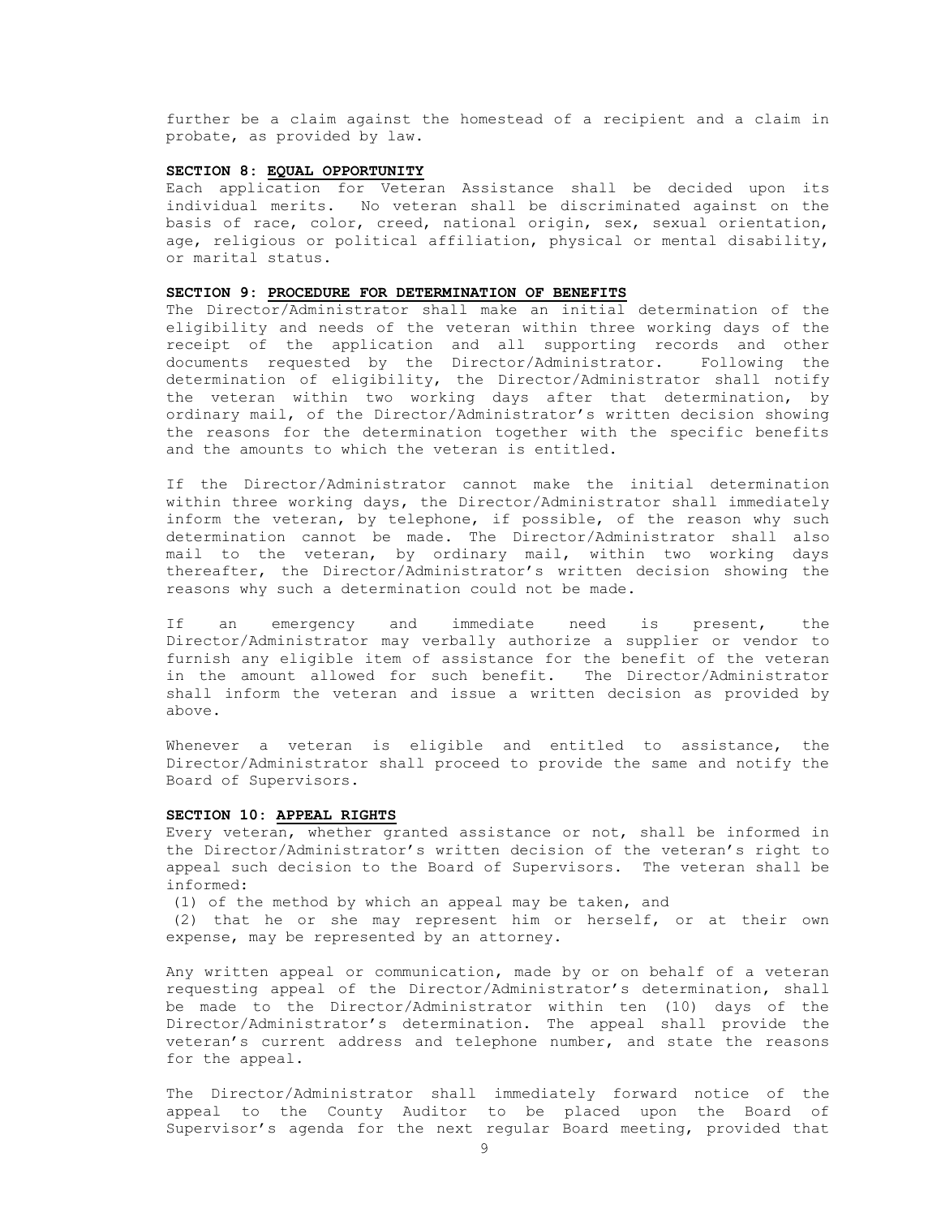further be a claim against the homestead of a recipient and a claim in probate, as provided by law.

**SECTION 8: <u>EQUAL OPPORTUNITY</u>**

Each application for Veteran Assistance shall be decided upon its individual merits. No veteran shall be discriminated against on the basis of race, color, creed, national origin, sex, sexual orientation, age, religious or political affiliation, physical or mental disability, or marital status.

**SECTION 9: <u>PROCEDURE FOR DETERMINATION OF BENEFITS</u>**

The Director/Administrator shall make an initial determination of the eligibility and needs of the veteran within three working days of the receipt of the application and all supporting records and other documents requested by the Director/Administrator. Following the determination of eligibility, the Director/Administrator shall notify the veteran within two working days after that determination, by ordinary mail, of the Director/Administrator's written decision showing the reasons for the determination together with the specific benefits and the amounts to which the veteran is entitled.

If the Director/Administrator cannot make the initial determination within three working days, the Director/Administrator shall immediately inform the veteran, by telephone, if possible, of the reason why such determination cannot be made. The Director/Administrator shall also mail to the veteran, by ordinary mail, within two working days thereafter, the Director/Administrator's written decision showing the reasons why such a determination could not be made.

If an emergency and immediate need is present, the Director/Administrator may verbally authorize a supplier or vendor to furnish any eligible item of assistance for the benefit of the veteran in the amount allowed for such benefit. The Director/Administrator shall inform the veteran and issue a written decision as provided by above.

Whenever a veteran is eligible and entitled to assistance, the Director/Administrator shall proceed to provide the same and notify the Board of Supervisors.

**SECTION 10: <u>APPEAL RIGHTS</u>**

Every veteran, whether granted assistance or not, shall be informed in the Director/Administrator's written decision of the veteran's right to appeal such decision to the Board of Supervisors. The veteran shall be informed:

(1) of the method by which an appeal may be taken, and

(2) that he or she may represent him or herself, or at their own expense, may be represented by an attorney.

Any written appeal or communication, made by or on behalf of a veteran requesting appeal of the Director/Administrator's determination, shall be made to the Director/Administrator within ten (10) days of the Director/Administrator's determination. The appeal shall provide the veteran's current address and telephone number, and state the reasons for the appeal.

The Director/Administrator shall immediately forward notice of the appeal to the County Auditor to be placed upon the Board of Supervisor's agenda for the next regular Board meeting, provided that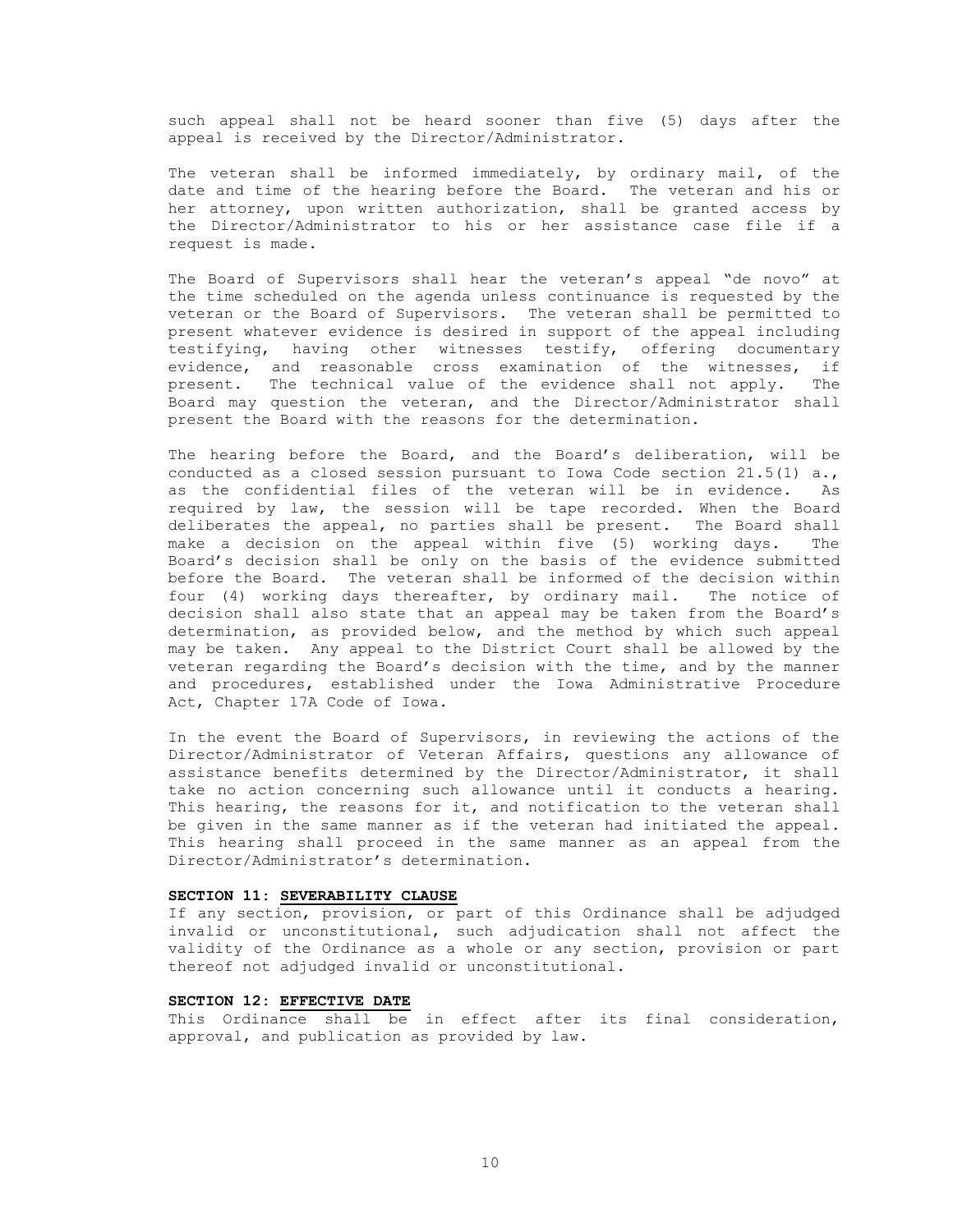such appeal shall not be heard sooner than five (5) days after the appeal is received by the Director/Administrator.

The veteran shall be informed immediately, by ordinary mail, of the date and time of the hearing before the Board. The veteran and his or her attorney, upon written authorization, shall be granted access by the Director/Administrator to his or her assistance case file if a request is made.

The Board of Supervisors shall hear the veteran's appeal "de novo" at the time scheduled on the agenda unless continuance is requested by the veteran or the Board of Supervisors. The veteran shall be permitted to present whatever evidence is desired in support of the appeal including testifying, having other witnesses testify, offering documentary evidence, and reasonable cross examination of the witnesses, if present. The technical value of the evidence shall not apply. The Board may question the veteran, and the Director/Administrator shall present the Board with the reasons for the determination.

The hearing before the Board, and the Board's deliberation, will be conducted as a closed session pursuant to Iowa Code section 21.5(1) a., as the confidential files of the veteran will be in evidence. As required by law, the session will be tape recorded. When the Board deliberates the appeal, no parties shall be present. The Board shall make a decision on the appeal within five (5) working days. The Board's decision shall be only on the basis of the evidence submitted before the Board. The veteran shall be informed of the decision within four (4) working days thereafter, by ordinary mail. The notice of decision shall also state that an appeal may be taken from the Board's determination, as provided below, and the method by which such appeal may be taken. Any appeal to the District Court shall be allowed by the veteran regarding the Board's decision with the time, and by the manner and procedures, established under the Iowa Administrative Procedure Act, Chapter 17A Code of Iowa.

In the event the Board of Supervisors, in reviewing the actions of the Director/Administrator of Veteran Affairs, questions any allowance of assistance benefits determined by the Director/Administrator, it shall take no action concerning such allowance until it conducts a hearing. This hearing, the reasons for it, and notification to the veteran shall be given in the same manner as if the veteran had initiated the appeal. This hearing shall proceed in the same manner as an appeal from the Director/Administrator's determination.

**SECTION 11: SEVERABILITY CLAUSE**

If any section, provision, or part of this Ordinance shall be adjudged invalid or unconstitutional, such adjudication shall not affect the validity of the Ordinance as a whole or any section, provision or part thereof not adjudged invalid or unconstitutional.

**SECTION 12: EFFECTIVE DATE**

This Ordinance shall be in effect after its final consideration, approval, and publication as provided by law.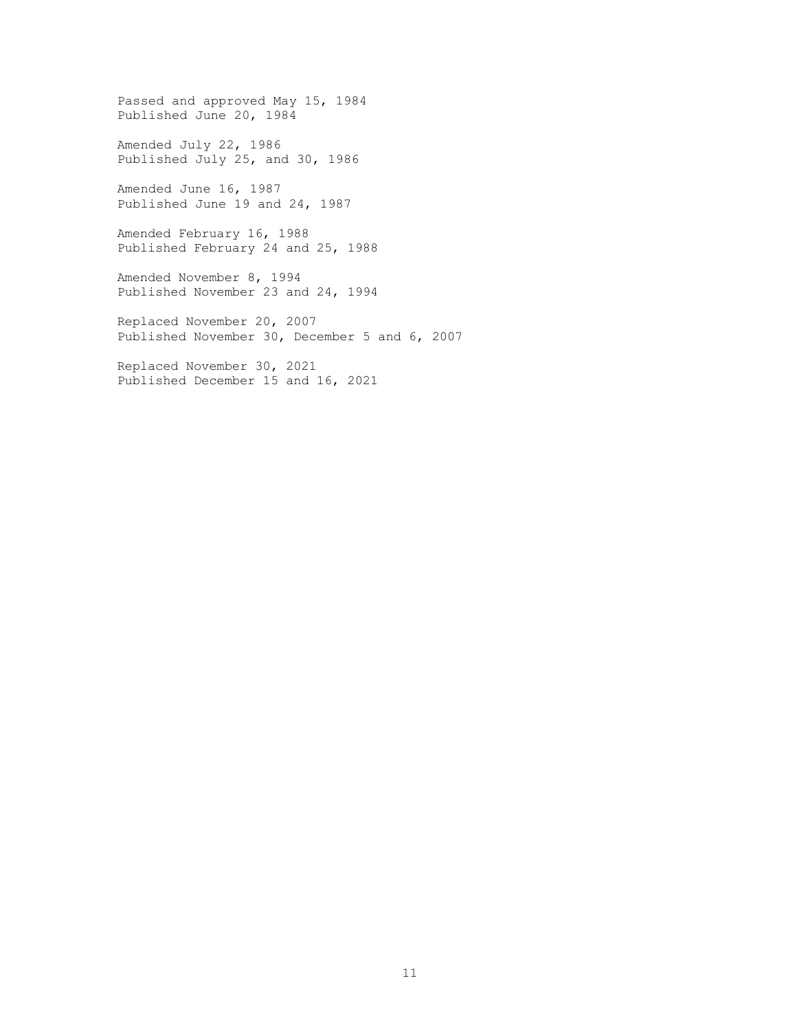Passed and approved May 15, 1984
Published June 20, 1984

Amended July 22, 1986
Published July 25, and 30, 1986

Amended June 16, 1987
Published June 19 and 24, 1987

Amended February 16, 1988
Published February 24 and 25, 1988

Amended November 8, 1994
Published November 23 and 24, 1994

Replaced November 20, 2007
Published November 30, December 5 and 6, 2007

Replaced November 30, 2021
Published December 15 and 16, 2021